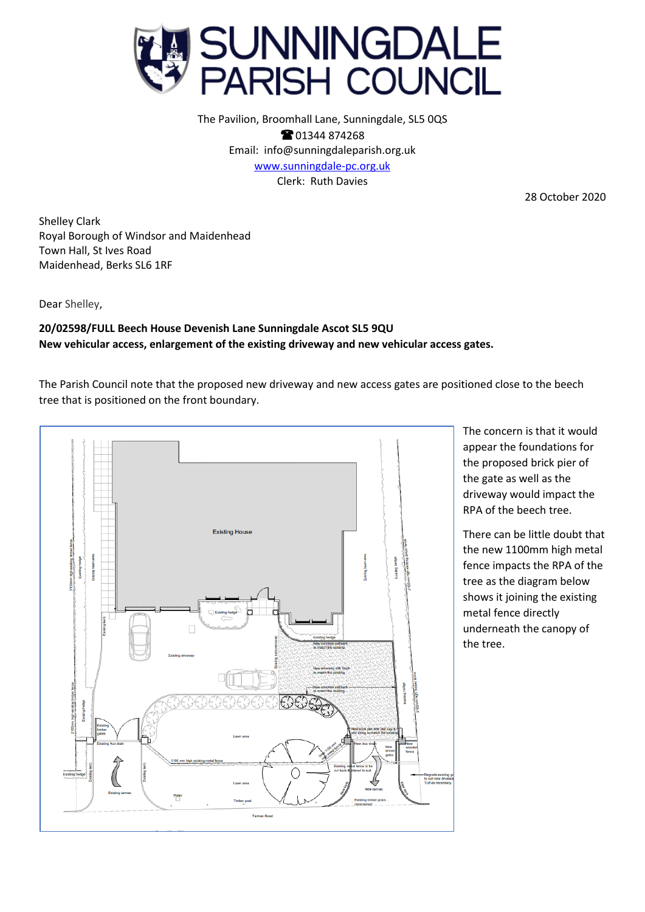# SUNNINGDALE PARISH COUNCIL

The Pavilion, Broomhall Lane, Sunningdale, SL5 0QS
☎ 01344 874268
Email: info@sunningdaleparish.org.uk
www.sunningdale-pc.org.uk
Clerk: Ruth Davies

28 October 2020

Shelley Clark
Royal Borough of Windsor and Maidenhead
Town Hall, St Ives Road
Maidenhead, Berks SL6 1RF

Dear Shelley,

**20/02598/FULL Beech House Devenish Lane Sunningdale Ascot SL5 9QU**
**New vehicular access, enlargement of the existing driveway and new vehicular access gates.**

The Parish Council note that the proposed new driveway and new access gates are positioned close to the beech tree that is positioned on the front boundary.

The concern is that it would appear the foundations for the proposed brick pier of the gate as well as the driveway would impact the RPA of the beech tree.

There can be little doubt that the new 1100mm high metal fence impacts the RPA of the tree as the diagram below shows it joining the existing metal fence directly underneath the canopy of the tree.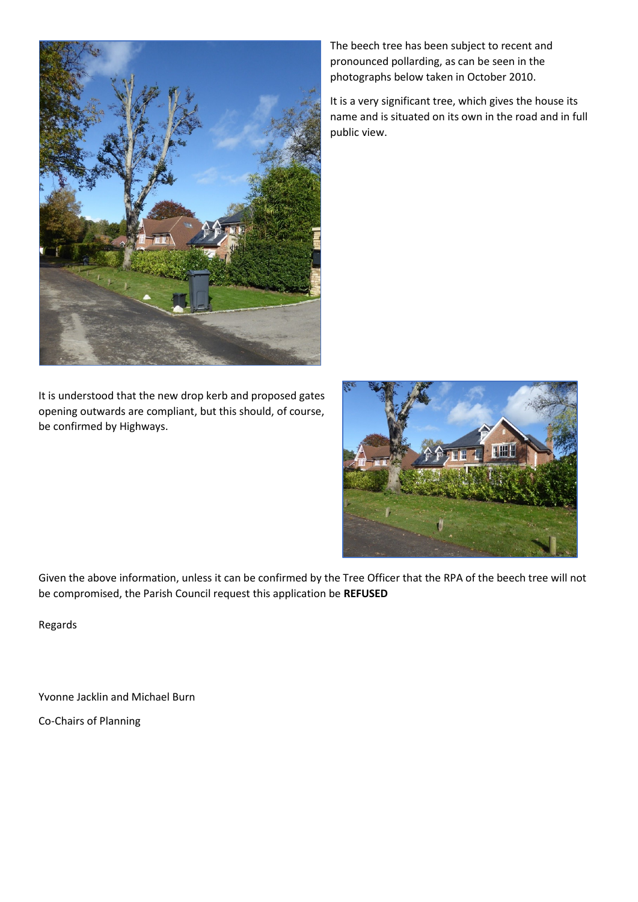The beech tree has been subject to recent and pronounced pollarding, as can be seen in the photographs below taken in October 2010.

It is a very significant tree, which gives the house its name and is situated on its own in the road and in full public view.

It is understood that the new drop kerb and proposed gates opening outwards are compliant, but this should, of course, be confirmed by Highways.

Given the above information, unless it can be confirmed by the Tree Officer that the RPA of the beech tree will not be compromised, the Parish Council request this application be **REFUSED**

Regards

Yvonne Jacklin and Michael Burn

Co-Chairs of Planning